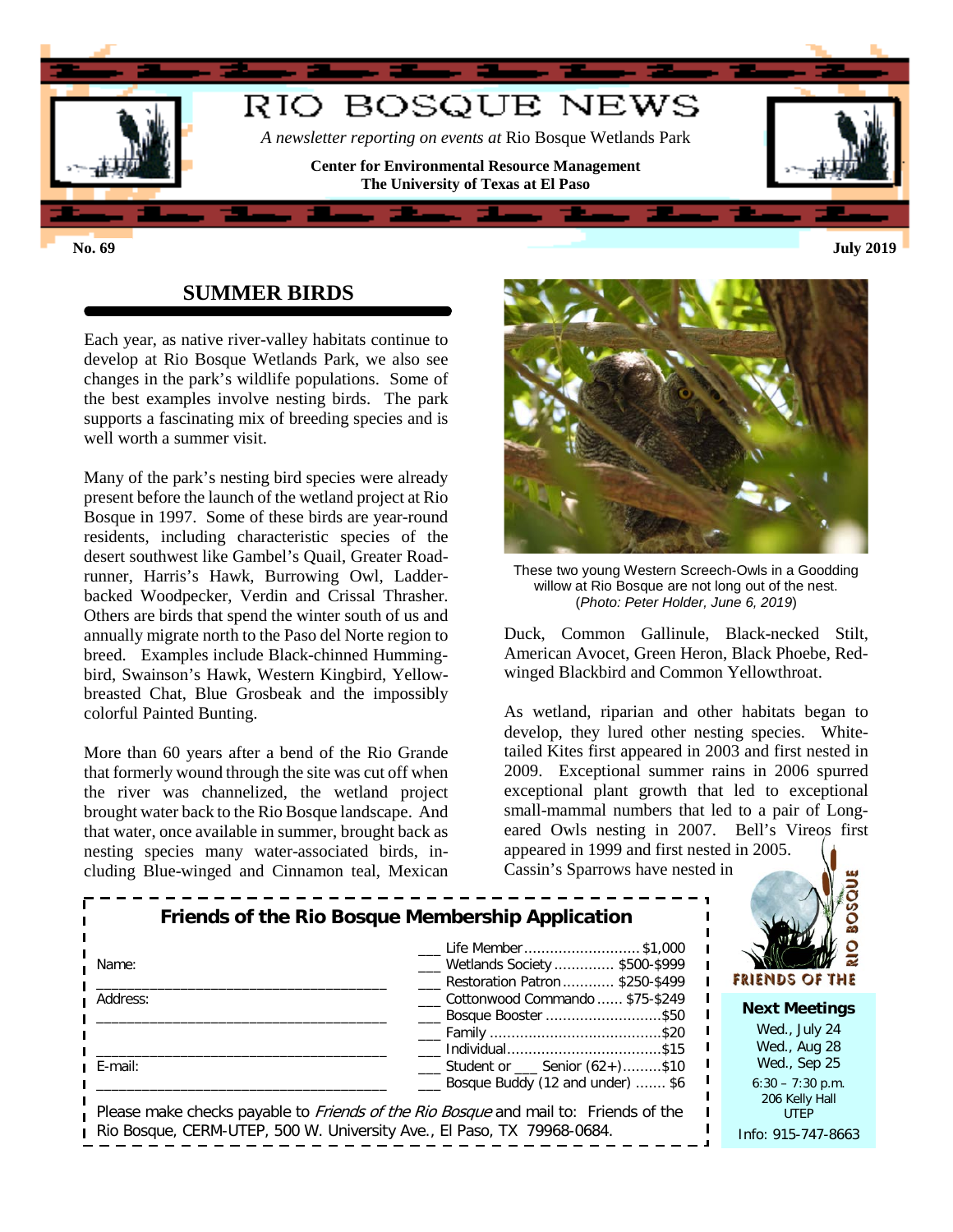# RIO BOSQUE NEWS

*A newsletter reporting on events at* Rio Bosque Wetlands Park

**Center for Environmental Resource Management**
**The University of Texas at El Paso**

**No. 69** **July 2019**

## SUMMER BIRDS

Each year, as native river-valley habitats continue to develop at Rio Bosque Wetlands Park, we also see changes in the park's wildlife populations. Some of the best examples involve nesting birds. The park supports a fascinating mix of breeding species and is well worth a summer visit.

Many of the park's nesting bird species were already present before the launch of the wetland project at Rio Bosque in 1997. Some of these birds are year-round residents, including characteristic species of the desert southwest like Gambel's Quail, Greater Roadrunner, Harris's Hawk, Burrowing Owl, Ladder-backed Woodpecker, Verdin and Crissal Thrasher. Others are birds that spend the winter south of us and annually migrate north to the Paso del Norte region to breed. Examples include Black-chinned Hummingbird, Swainson's Hawk, Western Kingbird, Yellow-breasted Chat, Blue Grosbeak and the impossibly colorful Painted Bunting.

More than 60 years after a bend of the Rio Grande that formerly wound through the site was cut off when the river was channelized, the wetland project brought water back to the Rio Bosque landscape. And that water, once available in summer, brought back as nesting species many water-associated birds, including Blue-winged and Cinnamon teal, Mexican Duck, Common Gallinule, Black-necked Stilt, American Avocet, Green Heron, Black Phoebe, Red-winged Blackbird and Common Yellowthroat.

These two young Western Screech-Owls in a Goodding willow at Rio Bosque are not long out of the nest. (*Photo: Peter Holder, June 6, 2019*)

As wetland, riparian and other habitats began to develop, they lured other nesting species. White-tailed Kites first appeared in 2003 and first nested in 2009. Exceptional summer rains in 2006 spurred exceptional plant growth that led to exceptional small-mammal numbers that led to a pair of Long-eared Owls nesting in 2007. Bell's Vireos first appeared in 1999 and first nested in 2005. Cassin's Sparrows have nested in

---

### Friends of the Rio Bosque Membership Application

Name: ______________________________________

Address: ______________________________________

______________________________________

E-mail: ______________________________________

- ___ Life Member ........................... $1,000
- ___ Wetlands Society .............. $500-$999
- ___ Restoration Patron ............ $250-$499
- ___ Cottonwood Commando ...... $75-$249
- ___ Bosque Booster ........................... $50
- ___ Family ........................................ $20
- ___ Individual .................................... $15
- ___ Student or ___ Senior (62+) ......... $10
- ___ Bosque Buddy (12 and under) ....... $6

Please make checks payable to *Friends of the Rio Bosque* and mail to: Friends of the Rio Bosque, CERM-UTEP, 500 W. University Ave., El Paso, TX 79968-0684.

---

FRIENDS OF THE RIO BOSQUE

**Next Meetings**
Wed., July 24
Wed., Aug 28
Wed., Sep 25
6:30 – 7:30 p.m.
206 Kelly Hall
UTEP

Info: 915-747-8663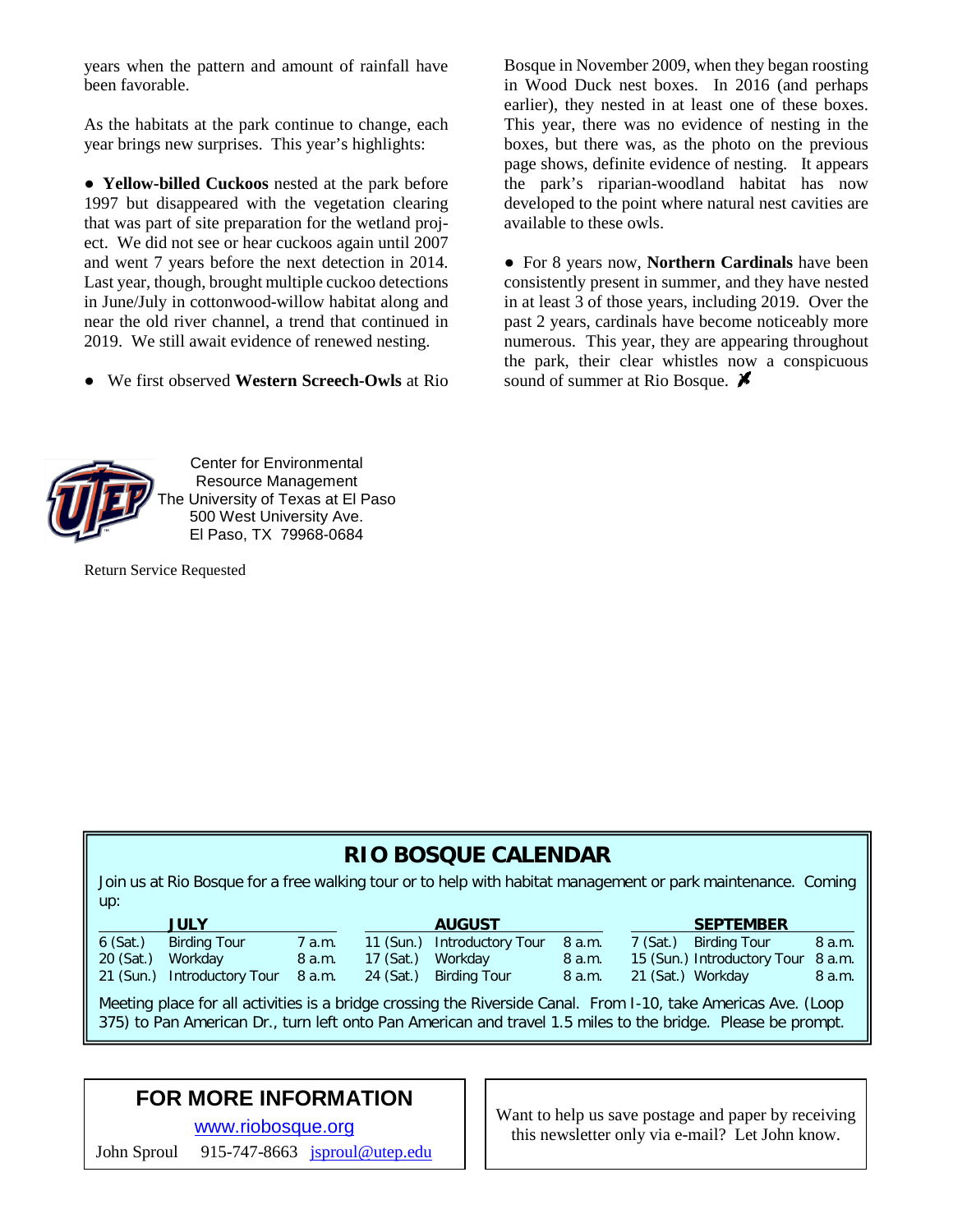years when the pattern and amount of rainfall have been favorable.

As the habitats at the park continue to change, each year brings new surprises. This year's highlights:

- **Yellow-billed Cuckoos** nested at the park before 1997 but disappeared with the vegetation clearing that was part of site preparation for the wetland project. We did not see or hear cuckoos again until 2007 and went 7 years before the next detection in 2014. Last year, though, brought multiple cuckoo detections in June/July in cottonwood-willow habitat along and near the old river channel, a trend that continued in 2019. We still await evidence of renewed nesting.

- We first observed **Western Screech-Owls** at Rio Bosque in November 2009, when they began roosting in Wood Duck nest boxes. In 2016 (and perhaps earlier), they nested in at least one of these boxes. This year, there was no evidence of nesting in the boxes, but there was, as the photo on the previous page shows, definite evidence of nesting. It appears the park's riparian-woodland habitat has now developed to the point where natural nest cavities are available to these owls.

- For 8 years now, **Northern Cardinals** have been consistently present in summer, and they have nested in at least 3 of those years, including 2019. Over the past 2 years, cardinals have become noticeably more numerous. This year, they are appearing throughout the park, their clear whistles now a conspicuous sound of summer at Rio Bosque.

Center for Environmental Resource Management
The University of Texas at El Paso
500 West University Ave.
El Paso, TX 79968-0684

Return Service Requested

## RIO BOSQUE CALENDAR

Join us at Rio Bosque for a free walking tour or to help with habitat management or park maintenance. Coming up:

| JULY | | | AUGUST | | | SEPTEMBER | | |
|---|---|---|---|---|---|---|---|---|
| 6 (Sat.) | Birding Tour | 7 a.m. | 11 (Sun.) | Introductory Tour | 8 a.m. | 7 (Sat.) | Birding Tour | 8 a.m. |
| 20 (Sat.) | Workday | 8 a.m. | 17 (Sat.) | Workday | 8 a.m. | 15 (Sun.) | Introductory Tour | 8 a.m. |
| 21 (Sun.) | Introductory Tour | 8 a.m. | 24 (Sat.) | Birding Tour | 8 a.m. | 21 (Sat.) | Workday | 8 a.m. |

Meeting place for all activities is a bridge crossing the Riverside Canal. From I-10, take Americas Ave. (Loop 375) to Pan American Dr., turn left onto Pan American and travel 1.5 miles to the bridge. Please be prompt.

## FOR MORE INFORMATION

www.riobosque.org

John Sproul 915-747-8663 jsproul@utep.edu

Want to help us save postage and paper by receiving this newsletter only via e-mail? Let John know.